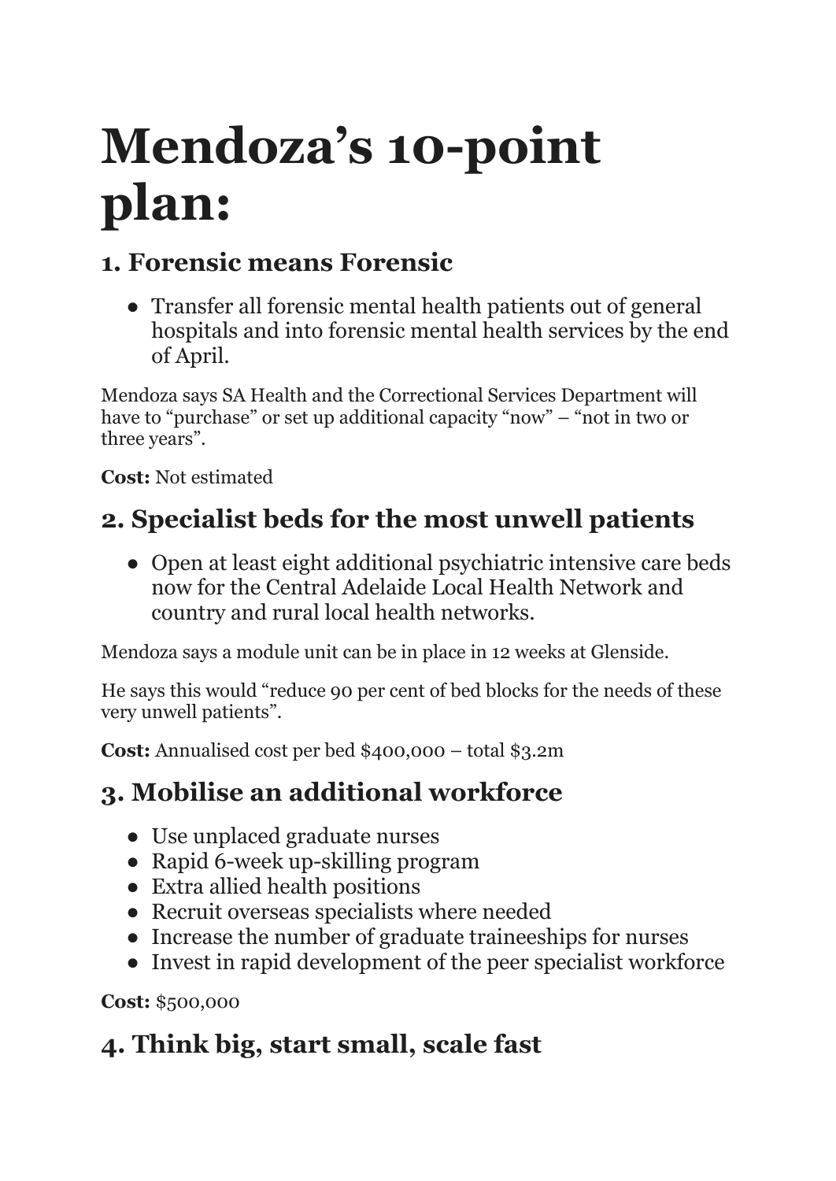# Mendoza’s 10-point plan:

## 1. Forensic means Forensic

- Transfer all forensic mental health patients out of general hospitals and into forensic mental health services by the end of April.

Mendoza says SA Health and the Correctional Services Department will have to “purchase” or set up additional capacity “now” – “not in two or three years”.

**Cost:** Not estimated

## 2. Specialist beds for the most unwell patients

- Open at least eight additional psychiatric intensive care beds now for the Central Adelaide Local Health Network and country and rural local health networks.

Mendoza says a module unit can be in place in 12 weeks at Glenside.

He says this would “reduce 90 per cent of bed blocks for the needs of these very unwell patients”.

**Cost:** Annualised cost per bed $400,000 – total $3.2m

## 3. Mobilise an additional workforce

- Use unplaced graduate nurses
- Rapid 6-week up-skilling program
- Extra allied health positions
- Recruit overseas specialists where needed
- Increase the number of graduate traineeships for nurses
- Invest in rapid development of the peer specialist workforce

**Cost:** $500,000

## 4. Think big, start small, scale fast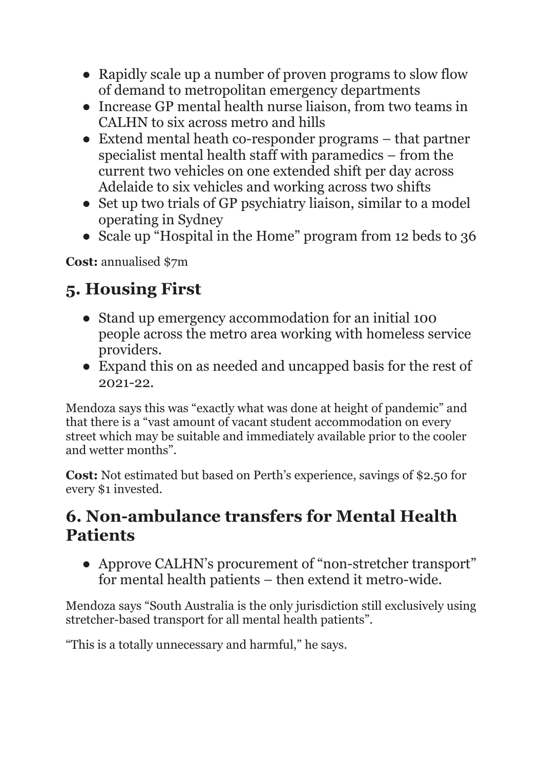- Rapidly scale up a number of proven programs to slow flow of demand to metropolitan emergency departments
- Increase GP mental health nurse liaison, from two teams in CALHN to six across metro and hills
- Extend mental heath co-responder programs – that partner specialist mental health staff with paramedics – from the current two vehicles on one extended shift per day across Adelaide to six vehicles and working across two shifts
- Set up two trials of GP psychiatry liaison, similar to a model operating in Sydney
- Scale up "Hospital in the Home" program from 12 beds to 36

**Cost:** annualised $7m

## 5. Housing First

- Stand up emergency accommodation for an initial 100 people across the metro area working with homeless service providers.
- Expand this on as needed and uncapped basis for the rest of 2021-22.

Mendoza says this was "exactly what was done at height of pandemic" and that there is a "vast amount of vacant student accommodation on every street which may be suitable and immediately available prior to the cooler and wetter months".

**Cost:** Not estimated but based on Perth's experience, savings of $2.50 for every $1 invested.

## 6. Non-ambulance transfers for Mental Health Patients

- Approve CALHN's procurement of "non-stretcher transport" for mental health patients – then extend it metro-wide.

Mendoza says "South Australia is the only jurisdiction still exclusively using stretcher-based transport for all mental health patients".

"This is a totally unnecessary and harmful," he says.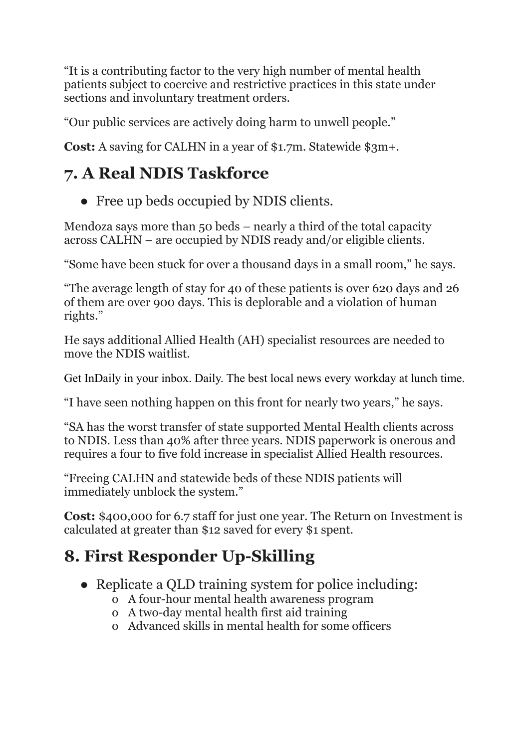"It is a contributing factor to the very high number of mental health patients subject to coercive and restrictive practices in this state under sections and involuntary treatment orders.

"Our public services are actively doing harm to unwell people."

**Cost:** A saving for CALHN in a year of $1.7m. Statewide $3m+.

## 7. A Real NDIS Taskforce

- Free up beds occupied by NDIS clients.

Mendoza says more than 50 beds – nearly a third of the total capacity across CALHN – are occupied by NDIS ready and/or eligible clients.

"Some have been stuck for over a thousand days in a small room," he says.

"The average length of stay for 40 of these patients is over 620 days and 26 of them are over 900 days. This is deplorable and a violation of human rights."

He says additional Allied Health (AH) specialist resources are needed to move the NDIS waitlist.

Get InDaily in your inbox. Daily. The best local news every workday at lunch time.

"I have seen nothing happen on this front for nearly two years," he says.

"SA has the worst transfer of state supported Mental Health clients across to NDIS. Less than 40% after three years. NDIS paperwork is onerous and requires a four to five fold increase in specialist Allied Health resources.

"Freeing CALHN and statewide beds of these NDIS patients will immediately unblock the system."

**Cost:** $400,000 for 6.7 staff for just one year. The Return on Investment is calculated at greater than $12 saved for every $1 spent.

## 8. First Responder Up-Skilling

- Replicate a QLD training system for police including:
  - A four-hour mental health awareness program
  - A two-day mental health first aid training
  - Advanced skills in mental health for some officers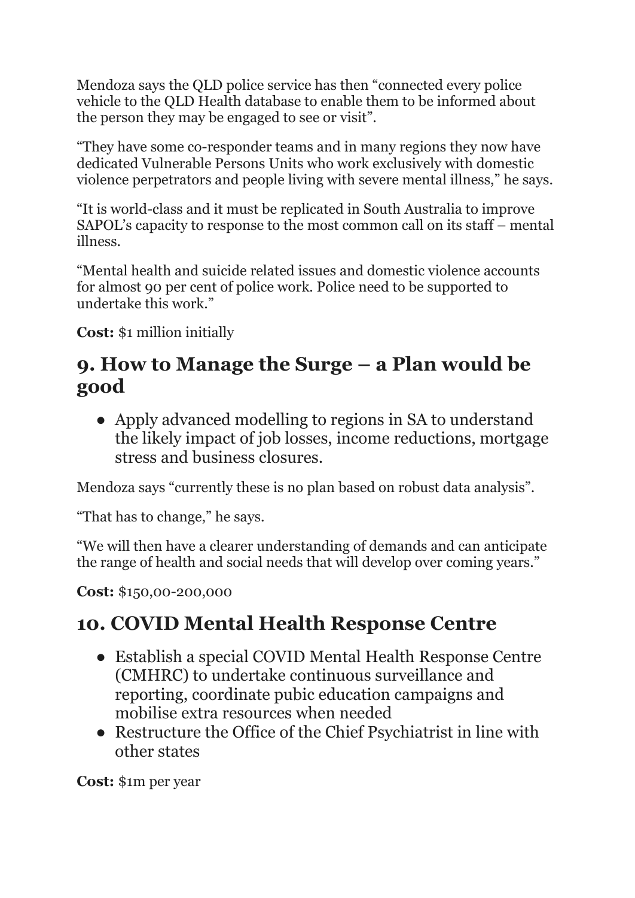Mendoza says the QLD police service has then "connected every police vehicle to the QLD Health database to enable them to be informed about the person they may be engaged to see or visit".

"They have some co-responder teams and in many regions they now have dedicated Vulnerable Persons Units who work exclusively with domestic violence perpetrators and people living with severe mental illness," he says.

"It is world-class and it must be replicated in South Australia to improve SAPOL's capacity to response to the most common call on its staff – mental illness.

"Mental health and suicide related issues and domestic violence accounts for almost 90 per cent of police work. Police need to be supported to undertake this work."

**Cost:** $1 million initially

## 9. How to Manage the Surge – a Plan would be good

- Apply advanced modelling to regions in SA to understand the likely impact of job losses, income reductions, mortgage stress and business closures.

Mendoza says "currently these is no plan based on robust data analysis".

"That has to change," he says.

"We will then have a clearer understanding of demands and can anticipate the range of health and social needs that will develop over coming years."

**Cost:** $150,00-200,000

## 10. COVID Mental Health Response Centre

- Establish a special COVID Mental Health Response Centre (CMHRC) to undertake continuous surveillance and reporting, coordinate pubic education campaigns and mobilise extra resources when needed
- Restructure the Office of the Chief Psychiatrist in line with other states

**Cost:** $1m per year